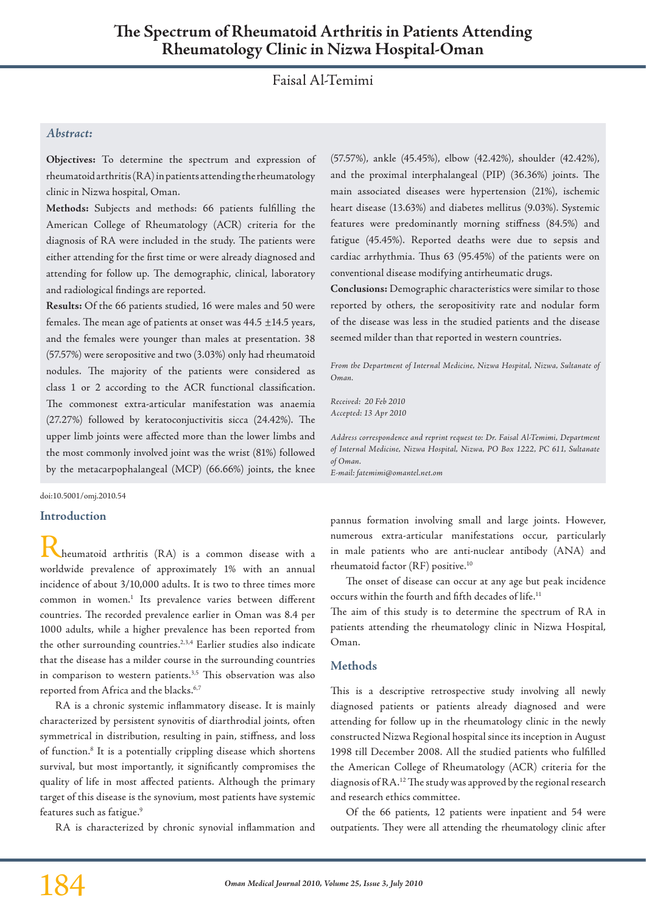# The Spectrum of Rheumatoid Arthritis in Patients Attending Rheumatology Clinic in Nizwa Hospital-Oman

Faisal Al-Temimi

***Abstract:***

**Objectives:** To determine the spectrum and expression of rheumatoid arthritis (RA) in patients attending the rheumatology clinic in Nizwa hospital, Oman.

**Methods:** Subjects and methods: 66 patients fulfilling the American College of Rheumatology (ACR) criteria for the diagnosis of RA were included in the study. The patients were either attending for the first time or were already diagnosed and attending for follow up. The demographic, clinical, laboratory and radiological findings are reported.

**Results:** Of the 66 patients studied, 16 were males and 50 were females. The mean age of patients at onset was 44.5 ±14.5 years, and the females were younger than males at presentation. 38 (57.57%) were seropositive and two (3.03%) only had rheumatoid nodules. The majority of the patients were considered as class 1 or 2 according to the ACR functional classification. The commonest extra-articular manifestation was anaemia (27.27%) followed by keratoconjuctivitis sicca (24.42%). The upper limb joints were affected more than the lower limbs and the most commonly involved joint was the wrist (81%) followed by the metacarpophalangeal (MCP) (66.66%) joints, the knee (57.57%), ankle (45.45%), elbow (42.42%), shoulder (42.42%), and the proximal interphalangeal (PIP) (36.36%) joints. The main associated diseases were hypertension (21%), ischemic heart disease (13.63%) and diabetes mellitus (9.03%). Systemic features were predominantly morning stiffness (84.5%) and fatigue (45.45%). Reported deaths were due to sepsis and cardiac arrhythmia. Thus 63 (95.45%) of the patients were on conventional disease modifying antirheumatic drugs.

**Conclusions:** Demographic characteristics were similar to those reported by others, the seropositivity rate and nodular form of the disease was less in the studied patients and the disease seemed milder than that reported in western countries.

*From the Department of Internal Medicine, Nizwa Hospital, Nizwa, Sultanate of Oman.*

*Received: 20 Feb 2010*
*Accepted: 13 Apr 2010*

*Address correspondence and reprint request to: Dr. Faisal Al-Temimi, Department of Internal Medicine, Nizwa Hospital, Nizwa, PO Box 1222, PC 611, Sultanate of Oman.*
*E-mail: fatemimi@omantel.net.om*

doi:10.5001/omj.2010.54

## Introduction

Rheumatoid arthritis (RA) is a common disease with a worldwide prevalence of approximately 1% with an annual incidence of about 3/10,000 adults. It is two to three times more common in women.[1] Its prevalence varies between different countries. The recorded prevalence earlier in Oman was 8.4 per 1000 adults, while a higher prevalence has been reported from the other surrounding countries.[2,3,4] Earlier studies also indicate that the disease has a milder course in the surrounding countries in comparison to western patients.[3,5] This observation was also reported from Africa and the blacks.[6,7]

RA is a chronic systemic inflammatory disease. It is mainly characterized by persistent synovitis of diarthrodial joints, often symmetrical in distribution, resulting in pain, stiffness, and loss of function.[8] It is a potentially crippling disease which shortens survival, but most importantly, it significantly compromises the quality of life in most affected patients. Although the primary target of this disease is the synovium, most patients have systemic features such as fatigue.[9]

RA is characterized by chronic synovial inflammation and pannus formation involving small and large joints. However, numerous extra-articular manifestations occur, particularly in male patients who are anti-nuclear antibody (ANA) and rheumatoid factor (RF) positive.[10]

The onset of disease can occur at any age but peak incidence occurs within the fourth and fifth decades of life.[11]

The aim of this study is to determine the spectrum of RA in patients attending the rheumatology clinic in Nizwa Hospital, Oman.

## Methods

This is a descriptive retrospective study involving all newly diagnosed patients or patients already diagnosed and were attending for follow up in the rheumatology clinic in the newly constructed Nizwa Regional hospital since its inception in August 1998 till December 2008. All the studied patients who fulfilled the American College of Rheumatology (ACR) criteria for the diagnosis of RA.[12] The study was approved by the regional research and research ethics committee.

Of the 66 patients, 12 patients were inpatient and 54 were outpatients. They were all attending the rheumatology clinic after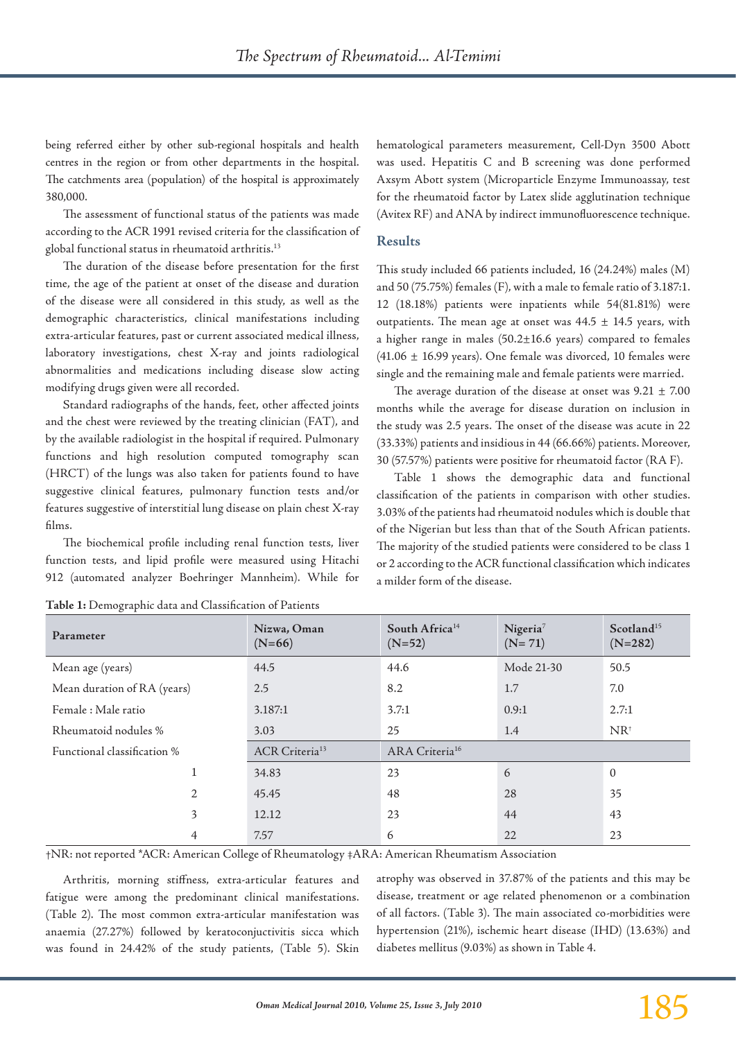being referred either by other sub-regional hospitals and health centres in the region or from other departments in the hospital. The catchments area (population) of the hospital is approximately 380,000.

The assessment of functional status of the patients was made according to the ACR 1991 revised criteria for the classification of global functional status in rheumatoid arthritis.[13]

The duration of the disease before presentation for the first time, the age of the patient at onset of the disease and duration of the disease were all considered in this study, as well as the demographic characteristics, clinical manifestations including extra-articular features, past or current associated medical illness, laboratory investigations, chest X-ray and joints radiological abnormalities and medications including disease slow acting modifying drugs given were all recorded.

Standard radiographs of the hands, feet, other affected joints and the chest were reviewed by the treating clinician (FAT), and by the available radiologist in the hospital if required. Pulmonary functions and high resolution computed tomography scan (HRCT) of the lungs was also taken for patients found to have suggestive clinical features, pulmonary function tests and/or features suggestive of interstitial lung disease on plain chest X-ray films.

The biochemical profile including renal function tests, liver function tests, and lipid profile were measured using Hitachi 912 (automated analyzer Boehringer Mannheim). While for hematological parameters measurement, Cell-Dyn 3500 Abott was used. Hepatitis C and B screening was done performed Axsym Abott system (Microparticle Enzyme Immunoassay, test for the rheumatoid factor by Latex slide agglutination technique (Avitex RF) and ANA by indirect immunofluorescence technique.

## Results

This study included 66 patients included, 16 (24.24%) males (M) and 50 (75.75%) females (F), with a male to female ratio of 3.187:1. 12 (18.18%) patients were inpatients while 54(81.81%) were outpatients. The mean age at onset was 44.5 ± 14.5 years, with a higher range in males (50.2±16.6 years) compared to females (41.06 ± 16.99 years). One female was divorced, 10 females were single and the remaining male and female patients were married.

The average duration of the disease at onset was 9.21 ± 7.00 months while the average for disease duration on inclusion in the study was 2.5 years. The onset of the disease was acute in 22 (33.33%) patients and insidious in 44 (66.66%) patients. Moreover, 30 (57.57%) patients were positive for rheumatoid factor (RA F).

Table 1 shows the demographic data and functional classification of the patients in comparison with other studies. 3.03% of the patients had rheumatoid nodules which is double that of the Nigerian but less than that of the South African patients. The majority of the studied patients were considered to be class 1 or 2 according to the ACR functional classification which indicates a milder form of the disease.

**Table 1:** Demographic data and Classification of Patients

| Parameter | Nizwa, Oman (N=66) | South Africa[14] (N=52) | Nigeria[7] (N= 71) | Scotland[15] (N=282) |
|---|---|---|---|---|
| Mean age (years) | 44.5 | 44.6 | Mode 21-30 | 50.5 |
| Mean duration of RA (years) | 2.5 | 8.2 | 1.7 | 7.0 |
| Female : Male ratio | 3.187:1 | 3.7:1 | 0.9:1 | 2.7:1 |
| Rheumatoid nodules % | 3.03 | 25 | 1.4 | NR† |
| Functional classification % | ACR Criteria[13] | ARA Criteria[16] | | |
| 1 | 34.83 | 23 | 6 | 0 |
| 2 | 45.45 | 48 | 28 | 35 |
| 3 | 12.12 | 23 | 44 | 43 |
| 4 | 7.57 | 6 | 22 | 23 |

†NR: not reported *ACR: American College of Rheumatology ‡ARA: American Rheumatism Association

Arthritis, morning stiffness, extra-articular features and fatigue were among the predominant clinical manifestations. (Table 2). The most common extra-articular manifestation was anaemia (27.27%) followed by keratoconjuctivitis sicca which was found in 24.42% of the study patients, (Table 5). Skin atrophy was observed in 37.87% of the patients and this may be disease, treatment or age related phenomenon or a combination of all factors. (Table 3). The main associated co-morbidities were hypertension (21%), ischemic heart disease (IHD) (13.63%) and diabetes mellitus (9.03%) as shown in Table 4.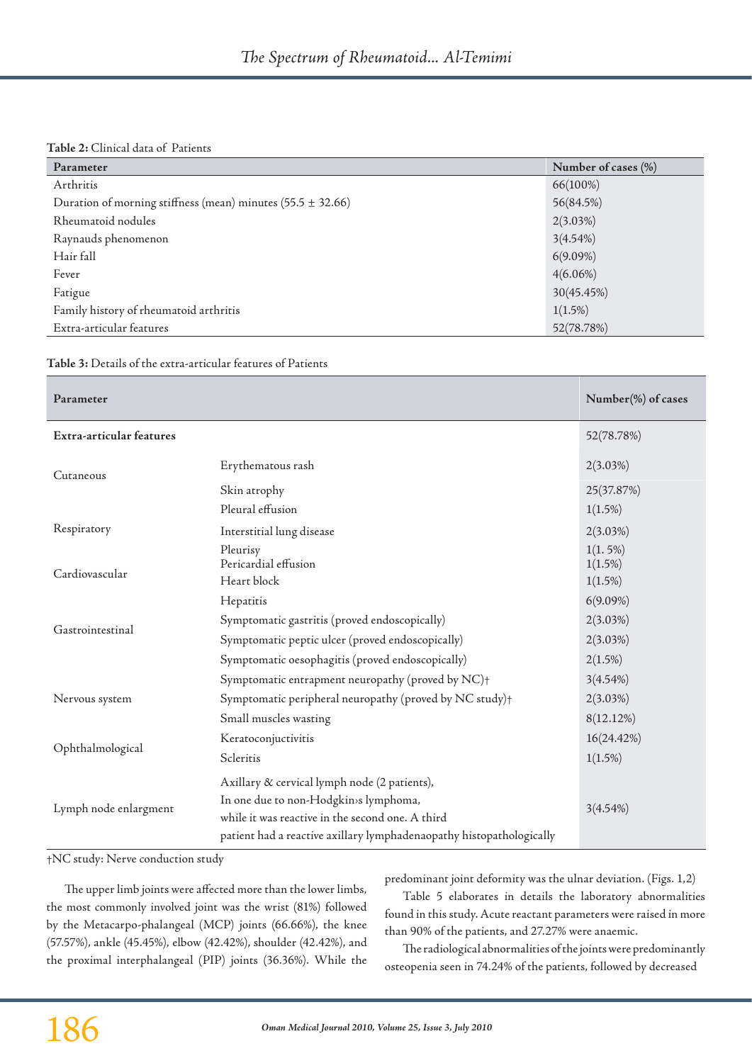**Table 2:** Clinical data of Patients

| Parameter | Number of cases (%) |
|---|---|
| Arthritis | 66(100%) |
| Duration of morning stiffness (mean) minutes (55.5 ± 32.66) | 56(84.5%) |
| Rheumatoid nodules | 2(3.03%) |
| Raynauds phenomenon | 3(4.54%) |
| Hair fall | 6(9.09%) |
| Fever | 4(6.06%) |
| Fatigue | 30(45.45%) |
| Family history of rheumatoid arthritis | 1(1.5%) |
| Extra-articular features | 52(78.78%) |

**Table 3:** Details of the extra-articular features of Patients

| Parameter | | Number(%) of cases |
|---|---|---|
| **Extra-articular features** | | 52(78.78%) |
| Cutaneous | Erythematous rash | 2(3.03%) |
| | Skin atrophy | 25(37.87%) |
| Respiratory | Pleural effusion | 1(1.5%) |
| | Interstitial lung disease | 2(3.03%) |
| | Pleurisy | 1(1. 5%) |
| Cardiovascular | Pericardial effusion | 1(1.5%) |
| | Heart block | 1(1.5%) |
| Gastrointestinal | Hepatitis | 6(9.09%) |
| | Symptomatic gastritis (proved endoscopically) | 2(3.03%) |
| | Symptomatic peptic ulcer (proved endoscopically) | 2(3.03%) |
| | Symptomatic oesophagitis (proved endoscopically) | 2(1.5%) |
| Nervous system | Symptomatic entrapment neuropathy (proved by NC)† | 3(4.54%) |
| | Symptomatic peripheral neuropathy (proved by NC study)† | 2(3.03%) |
| | Small muscles wasting | 8(12.12%) |
| Ophthalmological | Keratoconjuctivitis | 16(24.42%) |
| | Scleritis | 1(1.5%) |
| Lymph node enlargment | Axillary & cervical lymph node (2 patients), In one due to non-Hodgkin›s lymphoma, while it was reactive in the second one. A third patient had a reactive axillary lymphadenaopathy histopathologically | 3(4.54%) |

†NC study: Nerve conduction study

The upper limb joints were affected more than the lower limbs, the most commonly involved joint was the wrist (81%) followed by the Metacarpo-phalangeal (MCP) joints (66.66%), the knee (57.57%), ankle (45.45%), elbow (42.42%), shoulder (42.42%), and the proximal interphalangeal (PIP) joints (36.36%). While the predominant joint deformity was the ulnar deviation. (Figs. 1,2)

Table 5 elaborates in details the laboratory abnormalities found in this study. Acute reactant parameters were raised in more than 90% of the patients, and 27.27% were anaemic.

The radiological abnormalities of the joints were predominantly osteopenia seen in 74.24% of the patients, followed by decreased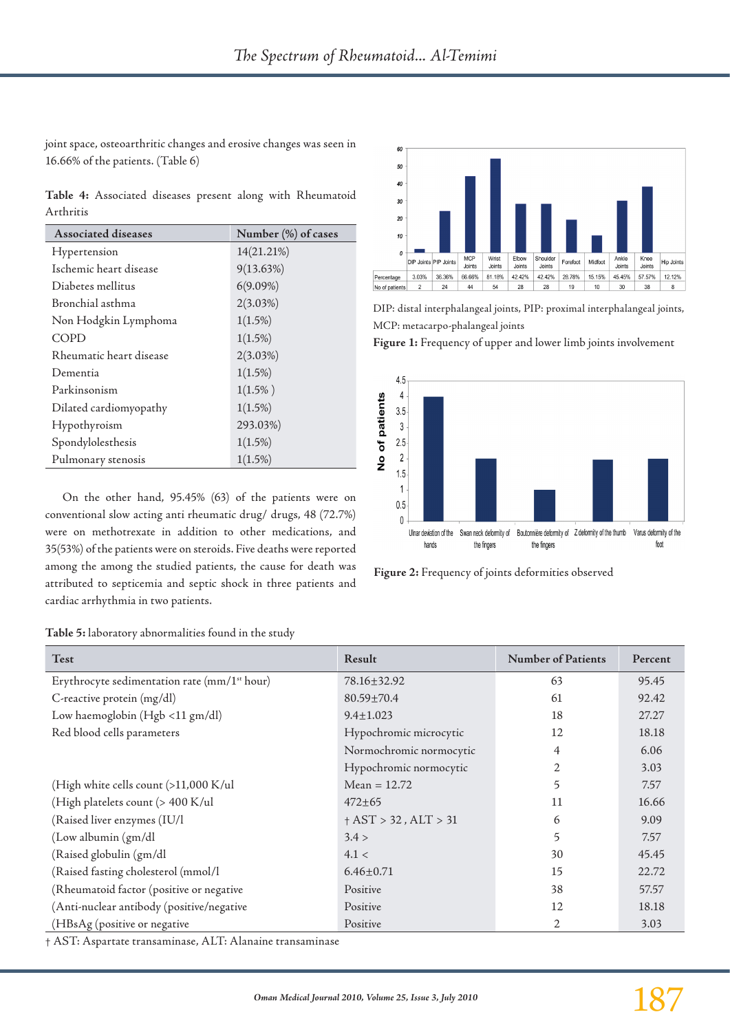joint space, osteoarthritic changes and erosive changes was seen in 16.66% of the patients. (Table 6)

**Table 4:** Associated diseases present along with Rheumatoid Arthritis

| Associated diseases | Number (%) of cases |
|---|---|
| Hypertension | 14(21.21%) |
| Ischemic heart disease | 9(13.63%) |
| Diabetes mellitus | 6(9.09%) |
| Bronchial asthma | 2(3.03%) |
| Non Hodgkin Lymphoma | 1(1.5%) |
| COPD | 1(1.5%) |
| Rheumatic heart disease | 2(3.03%) |
| Dementia | 1(1.5%) |
| Parkinsonism | 1(1.5% ) |
| Dilated cardiomyopathy | 1(1.5%) |
| Hypothyroism | 293.03%) |
| Spondylolesthesis | 1(1.5%) |
| Pulmonary stenosis | 1(1.5%) |

On the other hand, 95.45% (63) of the patients were on conventional slow acting anti rheumatic drug/ drugs, 48 (72.7%) were on methotrexate in addition to other medications, and 35(53%) of the patients were on steroids. Five deaths were reported among the among the studied patients, the cause for death was attributed to septicemia and septic shock in three patients and cardiac arrhythmia in two patients.

| | DIP Joints | PIP Joints | MCP Joints | Wrist Joints | Elbow Joints | Shoulder Joints | Forefoot | Midfoot | Ankle Joints | Knee Joints | Hip Joints |
|---|---|---|---|---|---|---|---|---|---|---|---|
| Percentage | 3.03% | 36.36% | 66.66% | 81.18% | 42.42% | 42.42% | 28.78% | 15.15% | 45.45% | 57.57% | 12.12% |
| No of patients | 2 | 24 | 44 | 54 | 28 | 28 | 19 | 10 | 30 | 38 | 8 |

DIP: distal interphalangeal joints, PIP: proximal interphalangeal joints, MCP: metacarpo-phalangeal joints

**Figure 1:** Frequency of upper and lower limb joints involvement

**Figure 2:** Frequency of joints deformities observed

**Table 5:** laboratory abnormalities found in the study

| Test | Result | Number of Patients | Percent |
|---|---|---|---|
| Erythrocyte sedimentation rate (mm/1st hour) | 78.16±32.92 | 63 | 95.45 |
| C-reactive protein (mg/dl) | 80.59±70.4 | 61 | 92.42 |
| Low haemoglobin (Hgb <11 gm/dl) | 9.4±1.023 | 18 | 27.27 |
| Red blood cells parameters | Hypochromic microcytic | 12 | 18.18 |
| | Normochromic normocytic | 4 | 6.06 |
| | Hypochromic normocytic | 2 | 3.03 |
| (High white cells count (>11,000 K/ul | Mean = 12.72 | 5 | 7.57 |
| (High platelets count (> 400 K/ul | 472±65 | 11 | 16.66 |
| (Raised liver enzymes (IU/l | † AST > 32 , ALT > 31 | 6 | 9.09 |
| (Low albumin (gm/dl | 3.4 > | 5 | 7.57 |
| (Raised globulin (gm/dl | 4.1 < | 30 | 45.45 |
| (Raised fasting cholesterol (mmol/l | 6.46±0.71 | 15 | 22.72 |
| (Rheumatoid factor (positive or negative | Positive | 38 | 57.57 |
| (Anti-nuclear antibody (positive/negative | Positive | 12 | 18.18 |
| (HBsAg (positive or negative | Positive | 2 | 3.03 |

† AST: Aspartate transaminase, ALT: Alanaine transaminase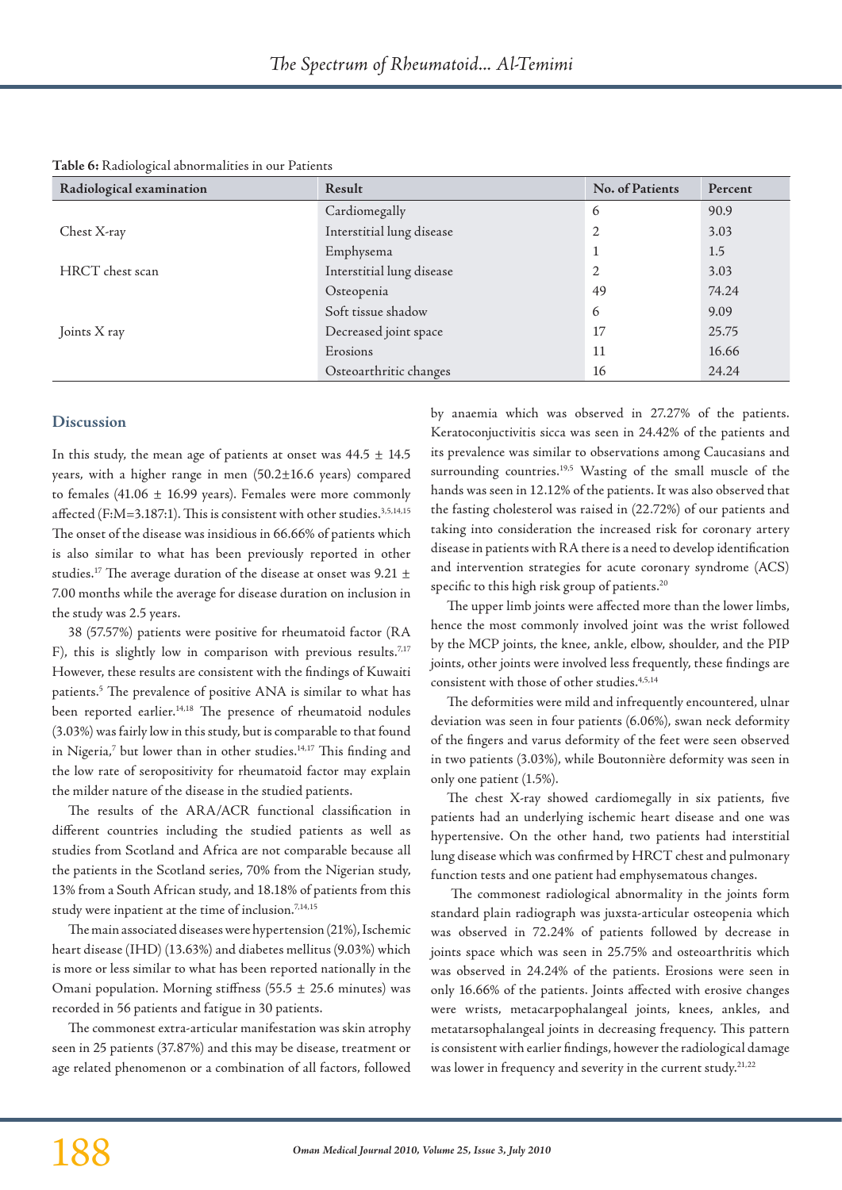**Table 6:** Radiological abnormalities in our Patients

| Radiological examination | Result | No. of Patients | Percent |
|---|---|---|---|
| Chest X-ray | Cardiomegally | 6 | 90.9 |
| | Interstitial lung disease | 2 | 3.03 |
| | Emphysema | 1 | 1.5 |
| HRCT chest scan | Interstitial lung disease | 2 | 3.03 |
| Joints X ray | Osteopenia | 49 | 74.24 |
| | Soft tissue shadow | 6 | 9.09 |
| | Decreased joint space | 17 | 25.75 |
| | Erosions | 11 | 16.66 |
| | Osteoarthritic changes | 16 | 24.24 |

## Discussion

In this study, the mean age of patients at onset was 44.5 ± 14.5 years, with a higher range in men (50.2±16.6 years) compared to females (41.06 ± 16.99 years). Females were more commonly affected (F:M=3.187:1). This is consistent with other studies.[3,5,14,15] The onset of the disease was insidious in 66.66% of patients which is also similar to what has been previously reported in other studies.[17] The average duration of the disease at onset was 9.21 ± 7.00 months while the average for disease duration on inclusion in the study was 2.5 years.

38 (57.57%) patients were positive for rheumatoid factor (RA F), this is slightly low in comparison with previous results.[7,17] However, these results are consistent with the findings of Kuwaiti patients.[5] The prevalence of positive ANA is similar to what has been reported earlier.[14,18] The presence of rheumatoid nodules (3.03%) was fairly low in this study, but is comparable to that found in Nigeria,[7] but lower than in other studies.[14,17] This finding and the low rate of seropositivity for rheumatoid factor may explain the milder nature of the disease in the studied patients.

The results of the ARA/ACR functional classification in different countries including the studied patients as well as studies from Scotland and Africa are not comparable because all the patients in the Scotland series, 70% from the Nigerian study, 13% from a South African study, and 18.18% of patients from this study were inpatient at the time of inclusion.[7,14,15]

The main associated diseases were hypertension (21%), Ischemic heart disease (IHD) (13.63%) and diabetes mellitus (9.03%) which is more or less similar to what has been reported nationally in the Omani population. Morning stiffness (55.5 ± 25.6 minutes) was recorded in 56 patients and fatigue in 30 patients.

The commonest extra-articular manifestation was skin atrophy seen in 25 patients (37.87%) and this may be disease, treatment or age related phenomenon or a combination of all factors, followed by anaemia which was observed in 27.27% of the patients. Keratoconjuctivitis sicca was seen in 24.42% of the patients and its prevalence was similar to observations among Caucasians and surrounding countries.[19,5] Wasting of the small muscle of the hands was seen in 12.12% of the patients. It was also observed that the fasting cholesterol was raised in (22.72%) of our patients and taking into consideration the increased risk for coronary artery disease in patients with RA there is a need to develop identification and intervention strategies for acute coronary syndrome (ACS) specific to this high risk group of patients.[20]

The upper limb joints were affected more than the lower limbs, hence the most commonly involved joint was the wrist followed by the MCP joints, the knee, ankle, elbow, shoulder, and the PIP joints, other joints were involved less frequently, these findings are consistent with those of other studies.[4,5,14]

The deformities were mild and infrequently encountered, ulnar deviation was seen in four patients (6.06%), swan neck deformity of the fingers and varus deformity of the feet were seen observed in two patients (3.03%), while Boutonnière deformity was seen in only one patient (1.5%).

The chest X-ray showed cardiomegally in six patients, five patients had an underlying ischemic heart disease and one was hypertensive. On the other hand, two patients had interstitial lung disease which was confirmed by HRCT chest and pulmonary function tests and one patient had emphysematous changes.

The commonest radiological abnormality in the joints form standard plain radiograph was juxta-articular osteopenia which was observed in 72.24% of patients followed by decrease in joints space which was seen in 25.75% and osteoarthritis which was observed in 24.24% of the patients. Erosions were seen in only 16.66% of the patients. Joints affected with erosive changes were wrists, metacarpophalangeal joints, knees, ankles, and metatarsophalangeal joints in decreasing frequency. This pattern is consistent with earlier findings, however the radiological damage was lower in frequency and severity in the current study.[21,22]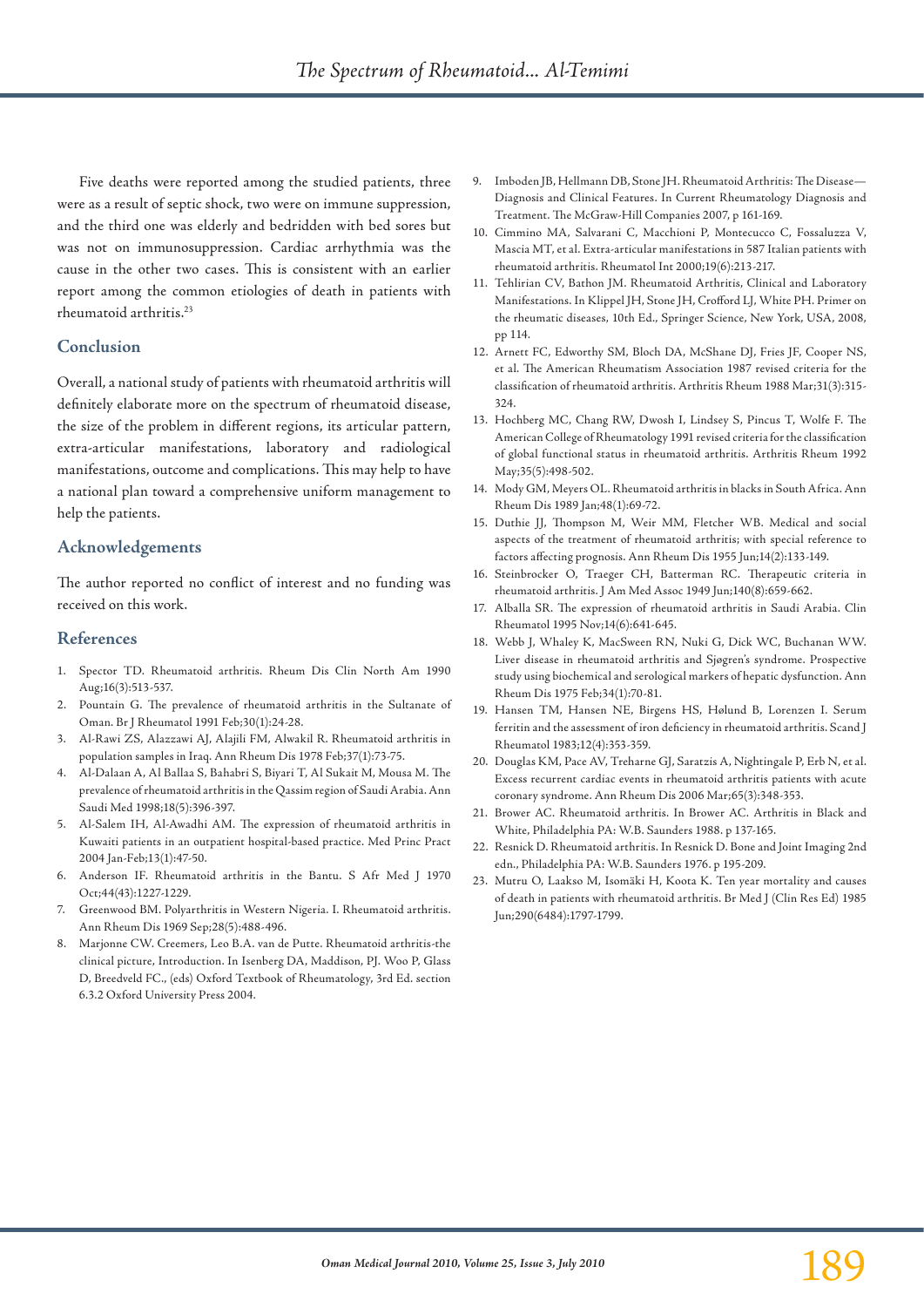Five deaths were reported among the studied patients, three were as a result of septic shock, two were on immune suppression, and the third one was elderly and bedridden with bed sores but was not on immunosuppression. Cardiac arrhythmia was the cause in the other two cases. This is consistent with an earlier report among the common etiologies of death in patients with rheumatoid arthritis.[23]

## Conclusion

Overall, a national study of patients with rheumatoid arthritis will definitely elaborate more on the spectrum of rheumatoid disease, the size of the problem in different regions, its articular pattern, extra-articular manifestations, laboratory and radiological manifestations, outcome and complications. This may help to have a national plan toward a comprehensive uniform management to help the patients.

## Acknowledgements

The author reported no conflict of interest and no funding was received on this work.

## References

1. Spector TD. Rheumatoid arthritis. Rheum Dis Clin North Am 1990 Aug;16(3):513-537.
2. Pountain G. The prevalence of rheumatoid arthritis in the Sultanate of Oman. Br J Rheumatol 1991 Feb;30(1):24-28.
3. Al-Rawi ZS, Alazzawi AJ, Alajili FM, Alwakil R. Rheumatoid arthritis in population samples in Iraq. Ann Rheum Dis 1978 Feb;37(1):73-75.
4. Al-Dalaan A, Al Ballaa S, Bahabri S, Biyari T, Al Sukait M, Mousa M. The prevalence of rheumatoid arthritis in the Qassim region of Saudi Arabia. Ann Saudi Med 1998;18(5):396-397.
5. Al-Salem IH, Al-Awadhi AM. The expression of rheumatoid arthritis in Kuwaiti patients in an outpatient hospital-based practice. Med Princ Pract 2004 Jan-Feb;13(1):47-50.
6. Anderson IF. Rheumatoid arthritis in the Bantu. S Afr Med J 1970 Oct;44(43):1227-1229.
7. Greenwood BM. Polyarthritis in Western Nigeria. I. Rheumatoid arthritis. Ann Rheum Dis 1969 Sep;28(5):488-496.
8. Marjonne CW. Creemers, Leo B.A. van de Putte. Rheumatoid arthritis-the clinical picture, Introduction. In Isenberg DA, Maddison, PJ. Woo P, Glass D, Breedveld FC., (eds) Oxford Textbook of Rheumatology, 3rd Ed. section 6.3.2 Oxford University Press 2004.
9. Imboden JB, Hellmann DB, Stone JH. Rheumatoid Arthritis: The Disease—Diagnosis and Clinical Features. In Current Rheumatology Diagnosis and Treatment. The McGraw-Hill Companies 2007, p 161-169.
10. Cimmino MA, Salvarani C, Macchioni P, Montecucco C, Fossaluzza V, Mascia MT, et al. Extra-articular manifestations in 587 Italian patients with rheumatoid arthritis. Rheumatol Int 2000;19(6):213-217.
11. Tehlirian CV, Bathon JM. Rheumatoid Arthritis, Clinical and Laboratory Manifestations. In Klippel JH, Stone JH, Crofford LJ, White PH. Primer on the rheumatic diseases, 10th Ed., Springer Science, New York, USA, 2008, pp 114.
12. Arnett FC, Edworthy SM, Bloch DA, McShane DJ, Fries JF, Cooper NS, et al. The American Rheumatism Association 1987 revised criteria for the classification of rheumatoid arthritis. Arthritis Rheum 1988 Mar;31(3):315-324.
13. Hochberg MC, Chang RW, Dwosh I, Lindsey S, Pincus T, Wolfe F. The American College of Rheumatology 1991 revised criteria for the classification of global functional status in rheumatoid arthritis. Arthritis Rheum 1992 May;35(5):498-502.
14. Mody GM, Meyers OL. Rheumatoid arthritis in blacks in South Africa. Ann Rheum Dis 1989 Jan;48(1):69-72.
15. Duthie JJ, Thompson M, Weir MM, Fletcher WB. Medical and social aspects of the treatment of rheumatoid arthritis; with special reference to factors affecting prognosis. Ann Rheum Dis 1955 Jun;14(2):133-149.
16. Steinbrocker O, Traeger CH, Batterman RC. Therapeutic criteria in rheumatoid arthritis. J Am Med Assoc 1949 Jun;140(8):659-662.
17. Alballa SR. The expression of rheumatoid arthritis in Saudi Arabia. Clin Rheumatol 1995 Nov;14(6):641-645.
18. Webb J, Whaley K, MacSween RN, Nuki G, Dick WC, Buchanan WW. Liver disease in rheumatoid arthritis and Sjøgren's syndrome. Prospective study using biochemical and serological markers of hepatic dysfunction. Ann Rheum Dis 1975 Feb;34(1):70-81.
19. Hansen TM, Hansen NE, Birgens HS, Hølund B, Lorenzen I. Serum ferritin and the assessment of iron deficiency in rheumatoid arthritis. Scand J Rheumatol 1983;12(4):353-359.
20. Douglas KM, Pace AV, Treharne GJ, Saratzis A, Nightingale P, Erb N, et al. Excess recurrent cardiac events in rheumatoid arthritis patients with acute coronary syndrome. Ann Rheum Dis 2006 Mar;65(3):348-353.
21. Brower AC. Rheumatoid arthritis. In Brower AC. Arthritis in Black and White, Philadelphia PA: W.B. Saunders 1988. p 137-165.
22. Resnick D. Rheumatoid arthritis. In Resnick D. Bone and Joint Imaging 2nd edn., Philadelphia PA: W.B. Saunders 1976. p 195-209.
23. Mutru O, Laakso M, Isomäki H, Koota K. Ten year mortality and causes of death in patients with rheumatoid arthritis. Br Med J (Clin Res Ed) 1985 Jun;290(6484):1797-1799.